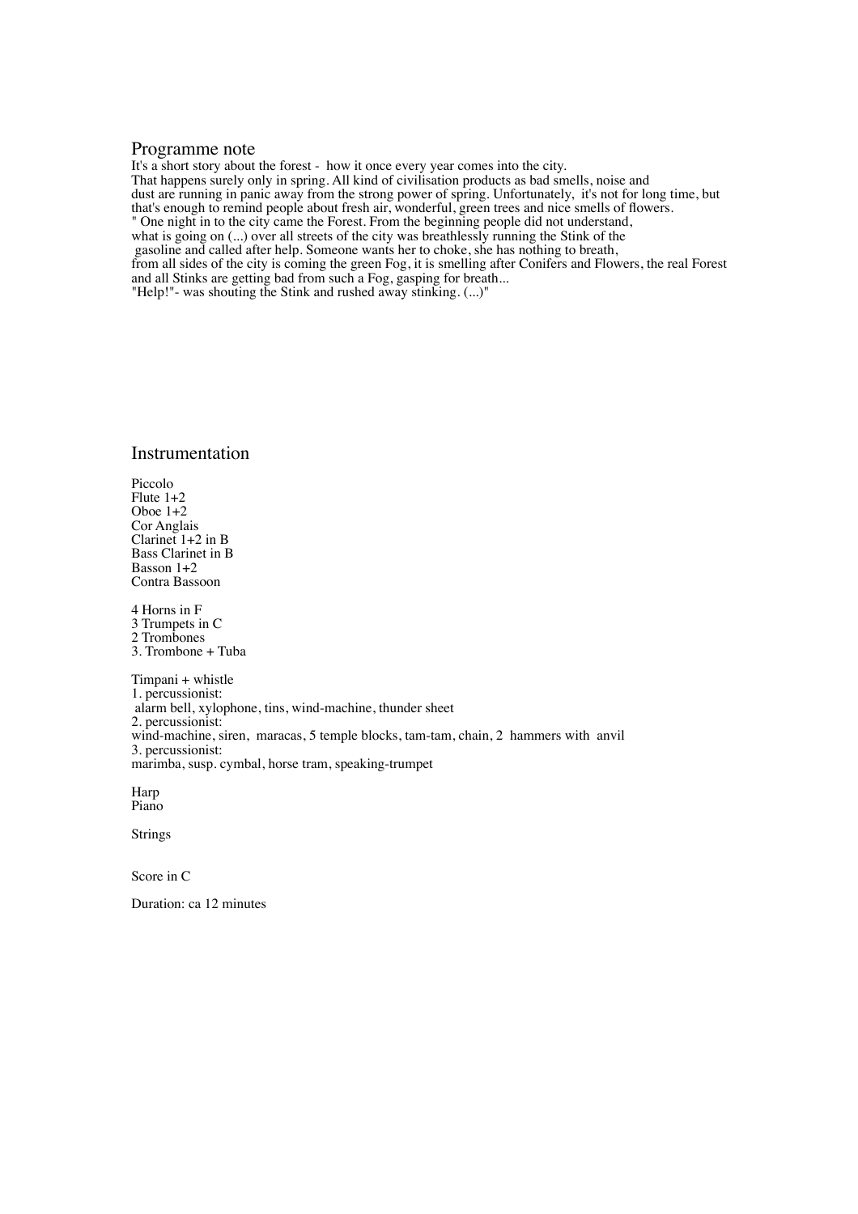## Programme note

It's a short story about the forest - how it once every year comes into the city.
That happens surely only in spring. All kind of civilisation products as bad smells, noise and dust are running in panic away from the strong power of spring. Unfortunately, it's not for long time, but that's enough to remind people about fresh air, wonderful, green trees and nice smells of flowers.
" One night in to the city came the Forest. From the beginning people did not understand, what is going on (...) over all streets of the city was breathlessly running the Stink of the gasoline and called after help. Someone wants her to choke, she has nothing to breath, from all sides of the city is coming the green Fog, it is smelling after Conifers and Flowers, the real Forest and all Stinks are getting bad from such a Fog, gasping for breath...
"Help!"- was shouting the Stink and rushed away stinking. (...)"

## Instrumentation

Piccolo
Flute 1+2
Oboe 1+2
Cor Anglais
Clarinet 1+2 in B
Bass Clarinet in B
Basson 1+2
Contra Bassoon

4 Horns in F
3 Trumpets in C
2 Trombones
3. Trombone + Tuba

Timpani + whistle
1. percussionist:
alarm bell, xylophone, tins, wind-machine, thunder sheet
2. percussionist:
wind-machine, siren, maracas, 5 temple blocks, tam-tam, chain, 2 hammers with anvil
3. percussionist:
marimba, susp. cymbal, horse tram, speaking-trumpet

Harp
Piano

Strings

Score in C

Duration: ca 12 minutes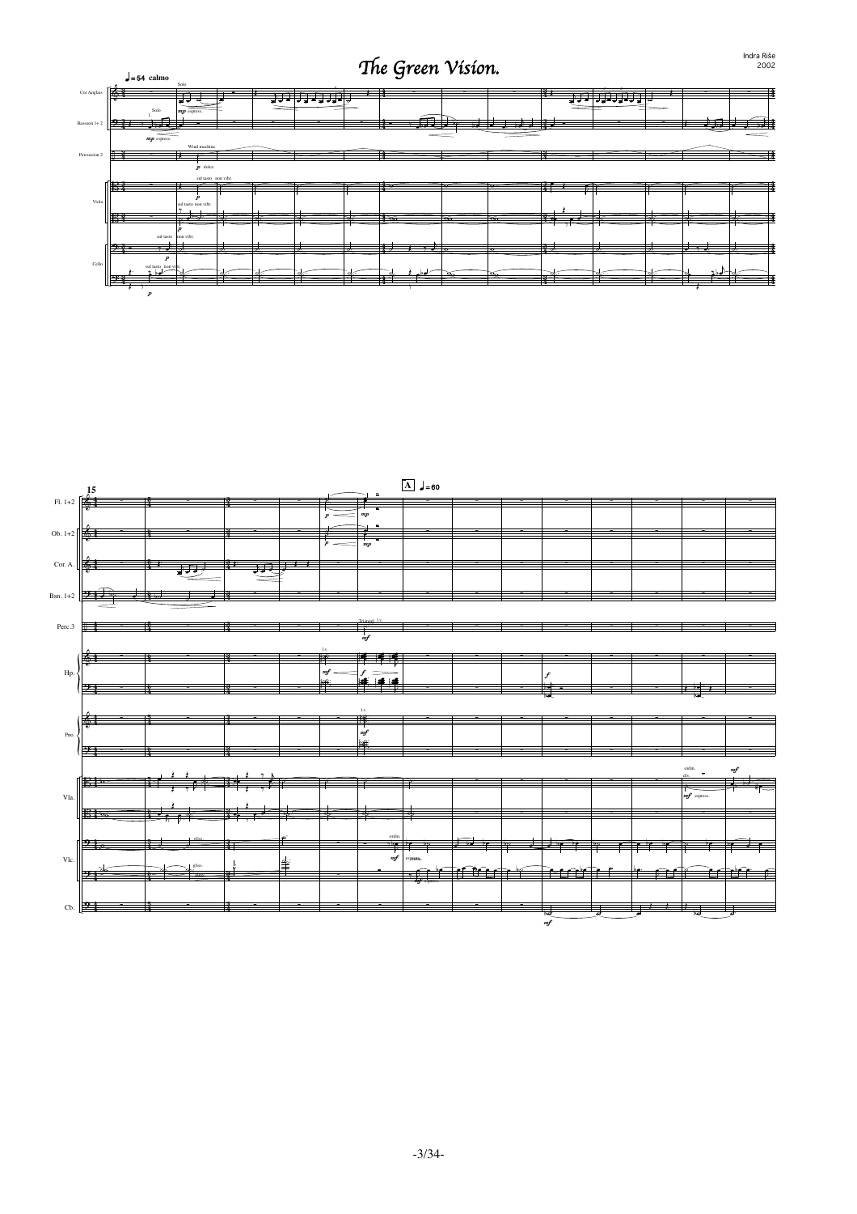# The Green Vision.

Indra Riše
2002